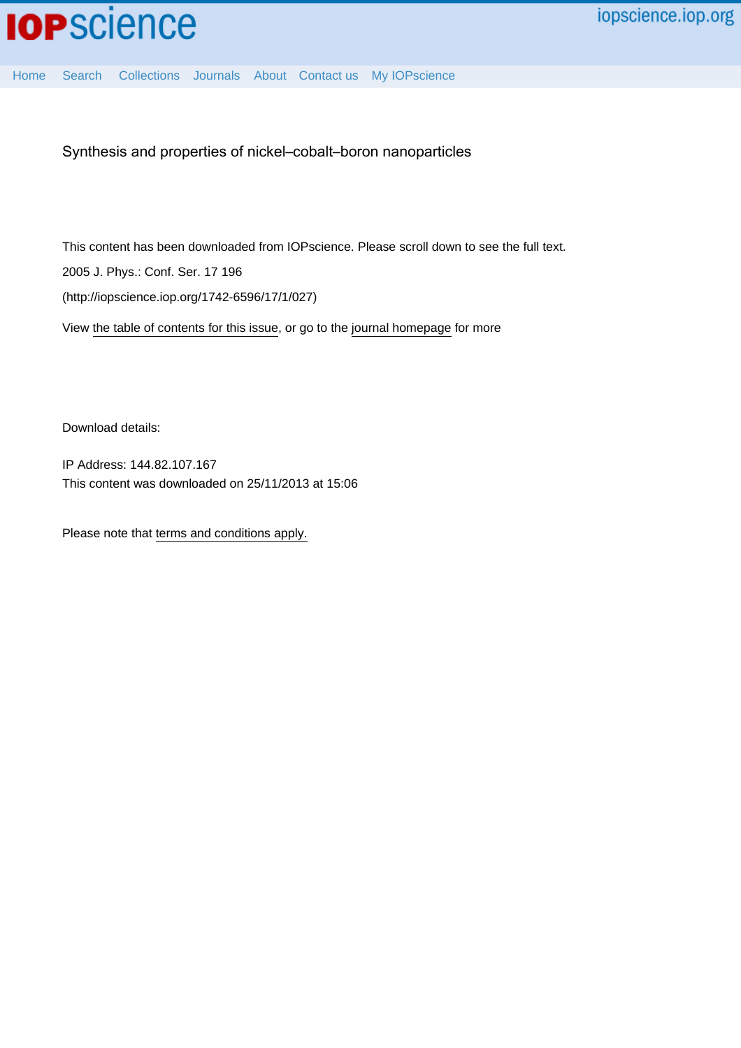# Synthesis and properties of nickel–cobalt–boron nanoparticles

This content has been downloaded from IOPscience. Please scroll down to see the full text.

2005 J. Phys.: Conf. Ser. 17 196

(http://iopscience.iop.org/1742-6596/17/1/027)

View the table of contents for this issue, or go to the journal homepage for more

Download details:

IP Address: 144.82.107.167

This content was downloaded on 25/11/2013 at 15:06

Please note that terms and conditions apply.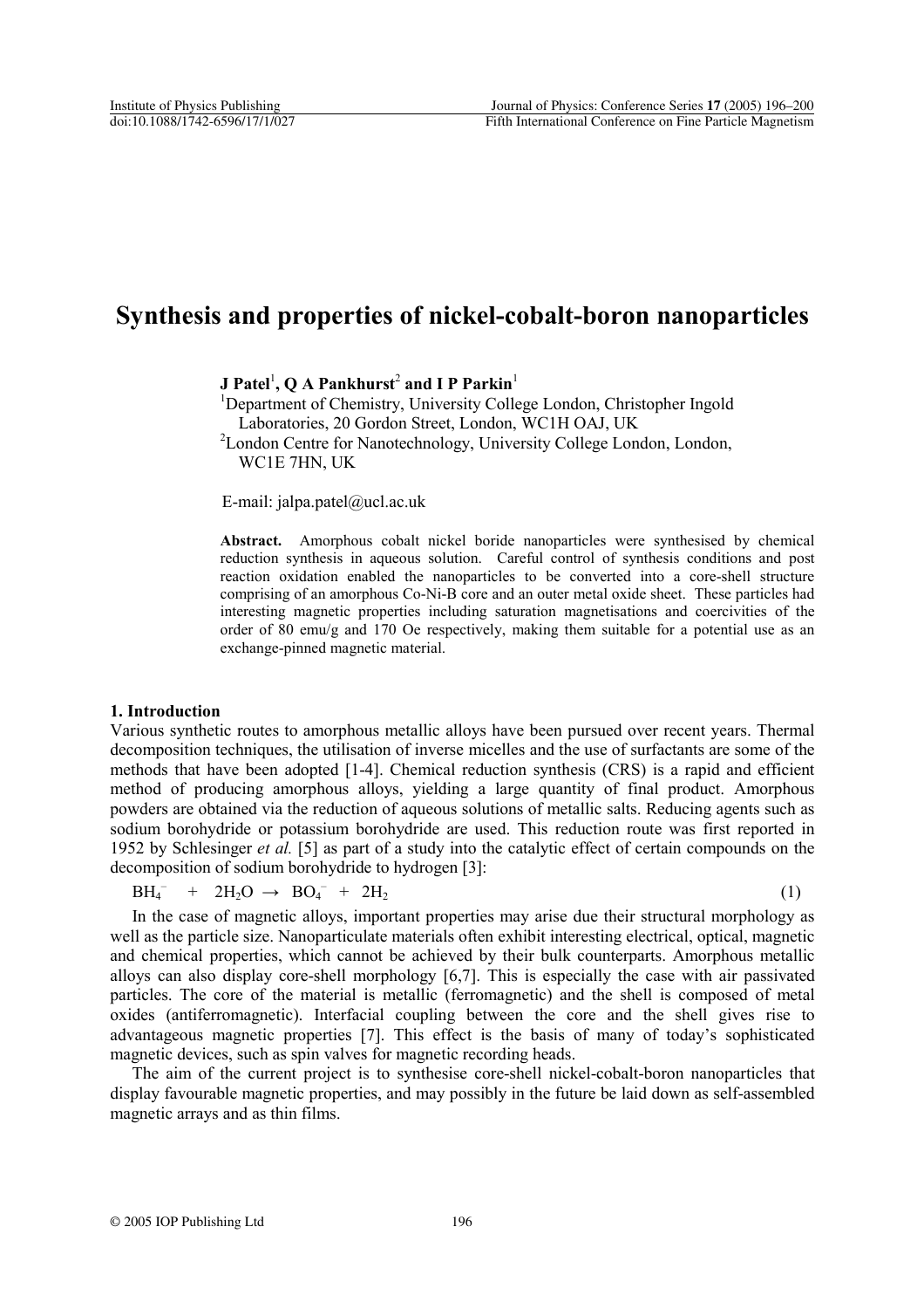# Synthesis and properties of nickel-cobalt-boron nanoparticles

**J Patel[1], Q A Pankhurst[2] and I P Parkin[1]**

[1]Department of Chemistry, University College London, Christopher Ingold Laboratories, 20 Gordon Street, London, WC1H OAJ, UK

[2]London Centre for Nanotechnology, University College London, London, WC1E 7HN, UK

E-mail: jalpa.patel@ucl.ac.uk

**Abstract.** Amorphous cobalt nickel boride nanoparticles were synthesised by chemical reduction synthesis in aqueous solution. Careful control of synthesis conditions and post reaction oxidation enabled the nanoparticles to be converted into a core-shell structure comprising of an amorphous Co-Ni-B core and an outer metal oxide sheet. These particles had interesting magnetic properties including saturation magnetisations and coercivities of the order of 80 emu/g and 170 Oe respectively, making them suitable for a potential use as an exchange-pinned magnetic material.

## 1. Introduction

Various synthetic routes to amorphous metallic alloys have been pursued over recent years. Thermal decomposition techniques, the utilisation of inverse micelles and the use of surfactants are some of the methods that have been adopted [1-4]. Chemical reduction synthesis (CRS) is a rapid and efficient method of producing amorphous alloys, yielding a large quantity of final product. Amorphous powders are obtained via the reduction of aqueous solutions of metallic salts. Reducing agents such as sodium borohydride or potassium borohydride are used. This reduction route was first reported in 1952 by Schlesinger *et al.* [5] as part of a study into the catalytic effect of certain compounds on the decomposition of sodium borohydride to hydrogen [3]:

$$BH_4^- + 2H_2O \rightarrow BO_4^- + 2H_2 \quad (1)$$

In the case of magnetic alloys, important properties may arise due their structural morphology as well as the particle size. Nanoparticulate materials often exhibit interesting electrical, optical, magnetic and chemical properties, which cannot be achieved by their bulk counterparts. Amorphous metallic alloys can also display core-shell morphology [6,7]. This is especially the case with air passivated particles. The core of the material is metallic (ferromagnetic) and the shell is composed of metal oxides (antiferromagnetic). Interfacial coupling between the core and the shell gives rise to advantageous magnetic properties [7]. This effect is the basis of many of today's sophisticated magnetic devices, such as spin valves for magnetic recording heads.

The aim of the current project is to synthesise core-shell nickel-cobalt-boron nanoparticles that display favourable magnetic properties, and may possibly in the future be laid down as self-assembled magnetic arrays and as thin films.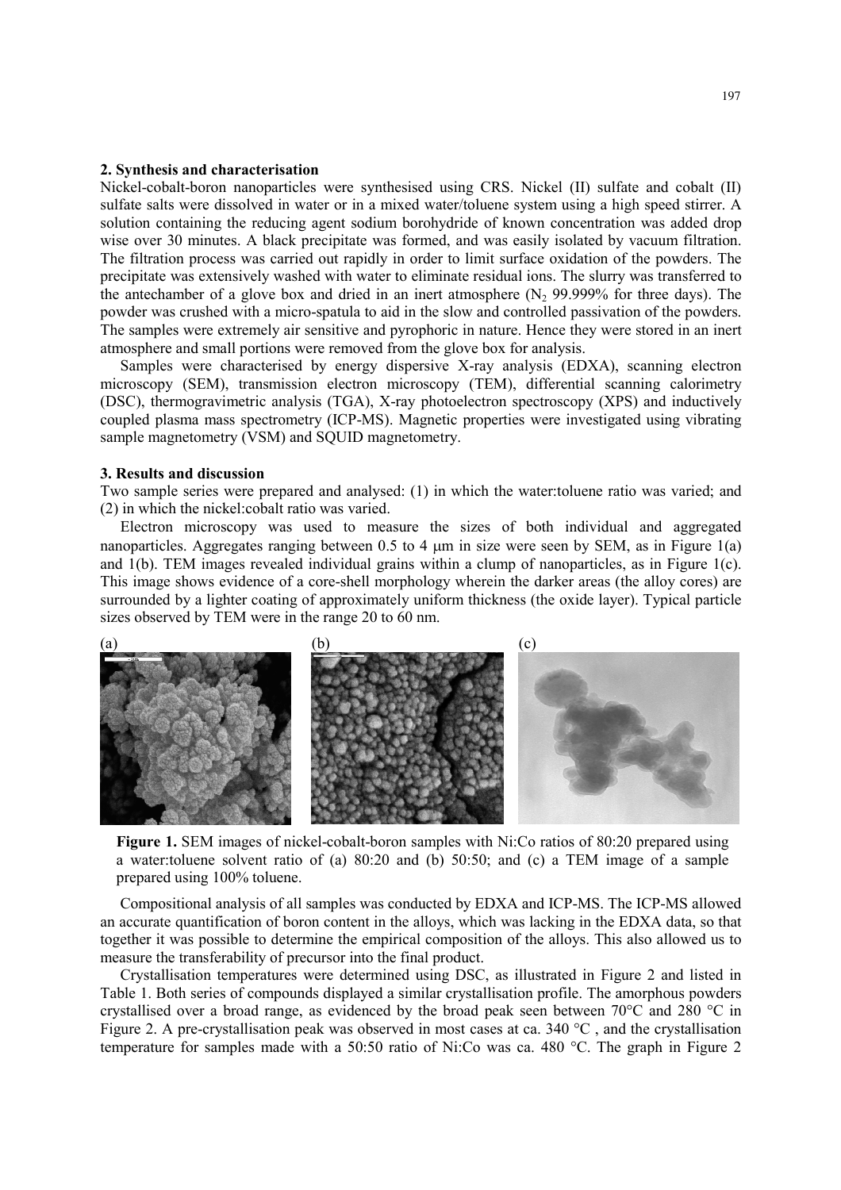## 2. Synthesis and characterisation

Nickel-cobalt-boron nanoparticles were synthesised using CRS. Nickel (II) sulfate and cobalt (II) sulfate salts were dissolved in water or in a mixed water/toluene system using a high speed stirrer. A solution containing the reducing agent sodium borohydride of known concentration was added drop wise over 30 minutes. A black precipitate was formed, and was easily isolated by vacuum filtration. The filtration process was carried out rapidly in order to limit surface oxidation of the powders. The precipitate was extensively washed with water to eliminate residual ions. The slurry was transferred to the antechamber of a glove box and dried in an inert atmosphere ($N_2$ 99.999% for three days). The powder was crushed with a micro-spatula to aid in the slow and controlled passivation of the powders. The samples were extremely air sensitive and pyrophoric in nature. Hence they were stored in an inert atmosphere and small portions were removed from the glove box for analysis.

Samples were characterised by energy dispersive X-ray analysis (EDXA), scanning electron microscopy (SEM), transmission electron microscopy (TEM), differential scanning calorimetry (DSC), thermogravimetric analysis (TGA), X-ray photoelectron spectroscopy (XPS) and inductively coupled plasma mass spectrometry (ICP-MS). Magnetic properties were investigated using vibrating sample magnetometry (VSM) and SQUID magnetometry.

## 3. Results and discussion

Two sample series were prepared and analysed: (1) in which the water:toluene ratio was varied; and (2) in which the nickel:cobalt ratio was varied.

Electron microscopy was used to measure the sizes of both individual and aggregated nanoparticles. Aggregates ranging between 0.5 to 4 μm in size were seen by SEM, as in Figure 1(a) and 1(b). TEM images revealed individual grains within a clump of nanoparticles, as in Figure 1(c). This image shows evidence of a core-shell morphology wherein the darker areas (the alloy cores) are surrounded by a lighter coating of approximately uniform thickness (the oxide layer). Typical particle sizes observed by TEM were in the range 20 to 60 nm.

(a) (b) (c)

**Figure 1.** SEM images of nickel-cobalt-boron samples with Ni:Co ratios of 80:20 prepared using a water:toluene solvent ratio of (a) 80:20 and (b) 50:50; and (c) a TEM image of a sample prepared using 100% toluene.

Compositional analysis of all samples was conducted by EDXA and ICP-MS. The ICP-MS allowed an accurate quantification of boron content in the alloys, which was lacking in the EDXA data, so that together it was possible to determine the empirical composition of the alloys. This also allowed us to measure the transferability of precursor into the final product.

Crystallisation temperatures were determined using DSC, as illustrated in Figure 2 and listed in Table 1. Both series of compounds displayed a similar crystallisation profile. The amorphous powders crystallised over a broad range, as evidenced by the broad peak seen between 70°C and 280 °C in Figure 2. A pre-crystallisation peak was observed in most cases at ca. 340 °C , and the crystallisation temperature for samples made with a 50:50 ratio of Ni:Co was ca. 480 °C. The graph in Figure 2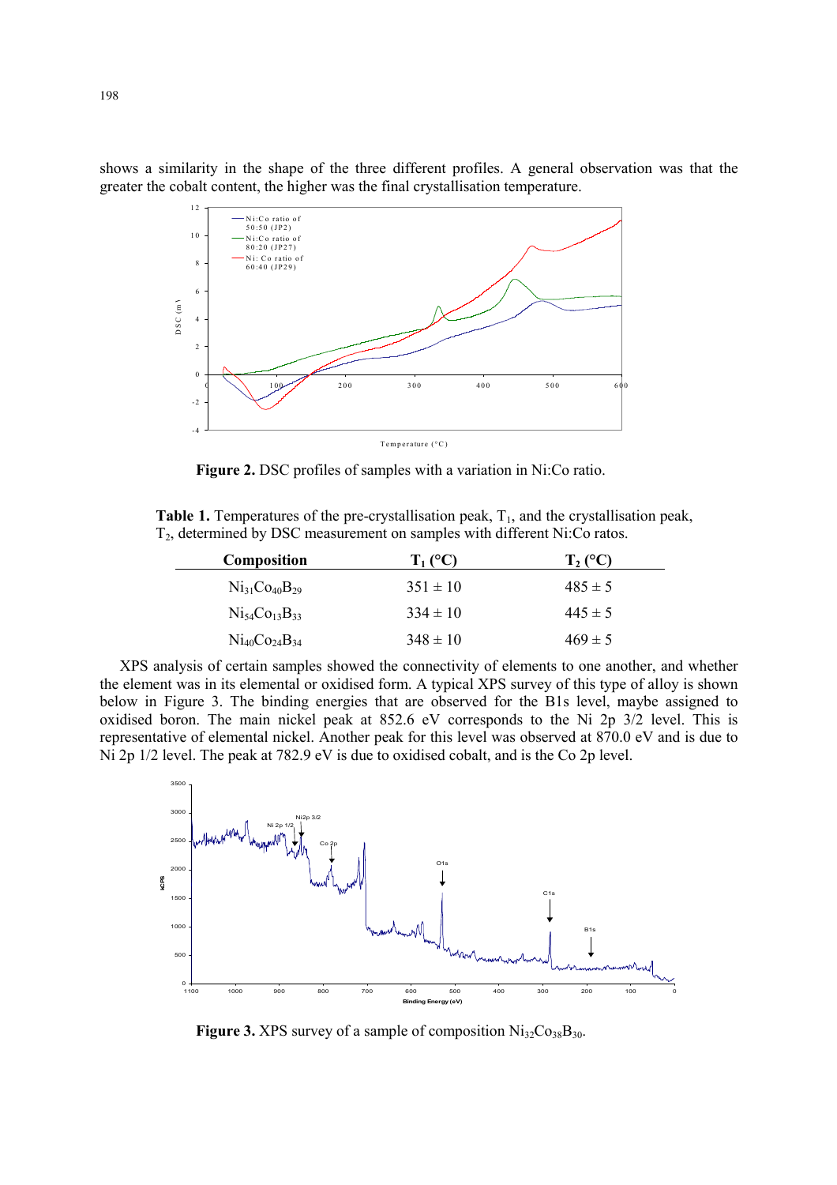shows a similarity in the shape of the three different profiles. A general observation was that the greater the cobalt content, the higher was the final crystallisation temperature.

**Figure 2.** DSC profiles of samples with a variation in Ni:Co ratio.

**Table 1.** Temperatures of the pre-crystallisation peak, $T_1$, and the crystallisation peak, $T_2$, determined by DSC measurement on samples with different Ni:Co ratos.

| Composition | $T_1$ (°C) | $T_2$ (°C) |
|---|---|---|
| $Ni_{31}Co_{40}B_{29}$ | 351 ± 10 | 485 ± 5 |
| $Ni_{54}Co_{13}B_{33}$ | 334 ± 10 | 445 ± 5 |
| $Ni_{40}Co_{24}B_{34}$ | 348 ± 10 | 469 ± 5 |

XPS analysis of certain samples showed the connectivity of elements to one another, and whether the element was in its elemental or oxidised form. A typical XPS survey of this type of alloy is shown below in Figure 3. The binding energies that are observed for the B1s level, maybe assigned to oxidised boron. The main nickel peak at 852.6 eV corresponds to the Ni 2p 3/2 level. This is representative of elemental nickel. Another peak for this level was observed at 870.0 eV and is due to Ni 2p 1/2 level. The peak at 782.9 eV is due to oxidised cobalt, and is the Co 2p level.

**Figure 3.** XPS survey of a sample of composition $Ni_{32}Co_{38}B_{30}$.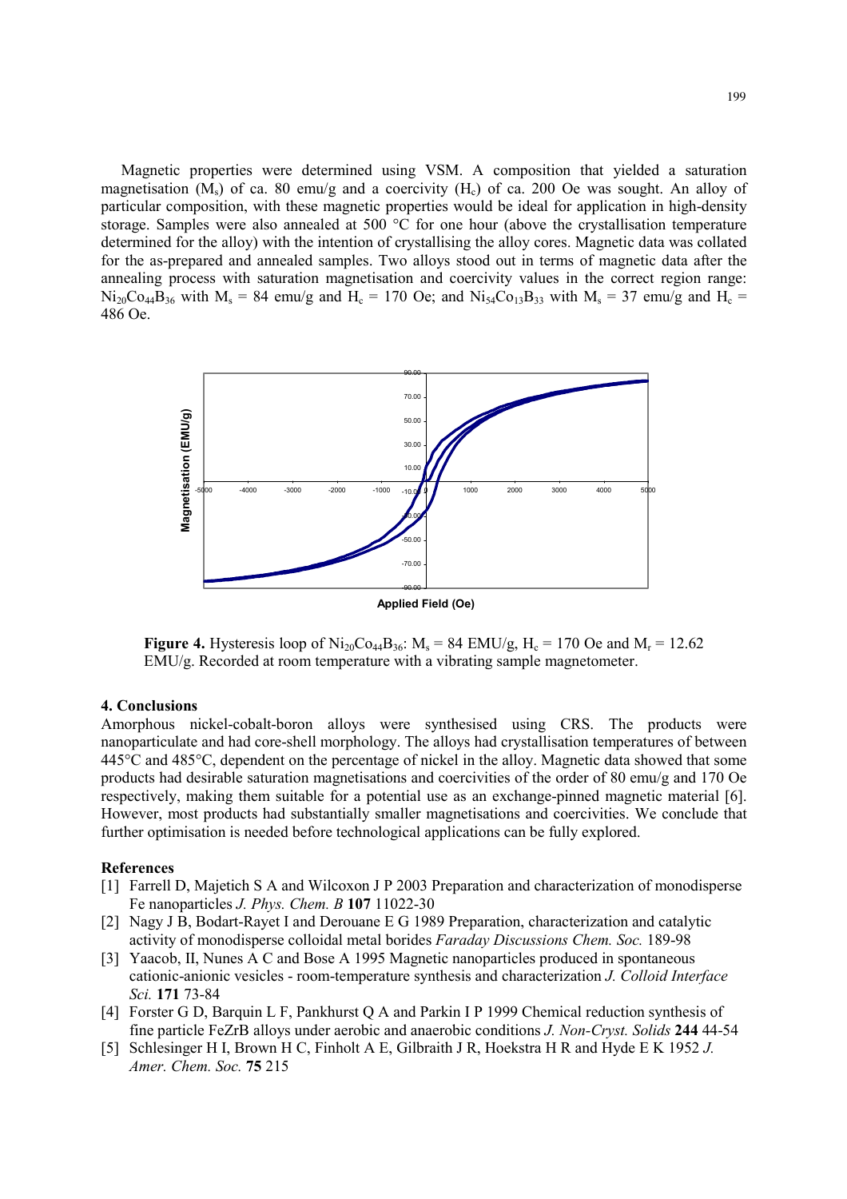Magnetic properties were determined using VSM. A composition that yielded a saturation magnetisation ($M_s$) of ca. 80 emu/g and a coercivity ($H_c$) of ca. 200 Oe was sought. An alloy of particular composition, with these magnetic properties would be ideal for application in high-density storage. Samples were also annealed at 500 °C for one hour (above the crystallisation temperature determined for the alloy) with the intention of crystallising the alloy cores. Magnetic data was collated for the as-prepared and annealed samples. Two alloys stood out in terms of magnetic data after the annealing process with saturation magnetisation and coercivity values in the correct region range: $Ni_{20}Co_{44}B_{36}$ with $M_s$ = 84 emu/g and $H_c$ = 170 Oe; and $Ni_{54}Co_{13}B_{33}$ with $M_s$ = 37 emu/g and $H_c$ = 486 Oe.

**Figure 4.** Hysteresis loop of $Ni_{20}Co_{44}B_{36}$: $M_s$ = 84 EMU/g, $H_c$ = 170 Oe and $M_r$ = 12.62 EMU/g. Recorded at room temperature with a vibrating sample magnetometer.

## 4. Conclusions

Amorphous nickel-cobalt-boron alloys were synthesised using CRS. The products were nanoparticulate and had core-shell morphology. The alloys had crystallisation temperatures of between 445°C and 485°C, dependent on the percentage of nickel in the alloy. Magnetic data showed that some products had desirable saturation magnetisations and coercivities of the order of 80 emu/g and 170 Oe respectively, making them suitable for a potential use as an exchange-pinned magnetic material [6]. However, most products had substantially smaller magnetisations and coercivities. We conclude that further optimisation is needed before technological applications can be fully explored.

## References

[1] Farrell D, Majetich S A and Wilcoxon J P 2003 Preparation and characterization of monodisperse Fe nanoparticles *J. Phys. Chem. B* **107** 11022-30

[2] Nagy J B, Bodart-Rayet I and Derouane E G 1989 Preparation, characterization and catalytic activity of monodisperse colloidal metal borides *Faraday Discussions Chem. Soc.* 189-98

[3] Yaacob, II, Nunes A C and Bose A 1995 Magnetic nanoparticles produced in spontaneous cationic-anionic vesicles - room-temperature synthesis and characterization *J. Colloid Interface Sci.* **171** 73-84

[4] Forster G D, Barquin L F, Pankhurst Q A and Parkin I P 1999 Chemical reduction synthesis of fine particle FeZrB alloys under aerobic and anaerobic conditions *J. Non-Cryst. Solids* **244** 44-54

[5] Schlesinger H I, Brown H C, Finholt A E, Gilbraith J R, Hoekstra H R and Hyde E K 1952 *J. Amer. Chem. Soc.* **75** 215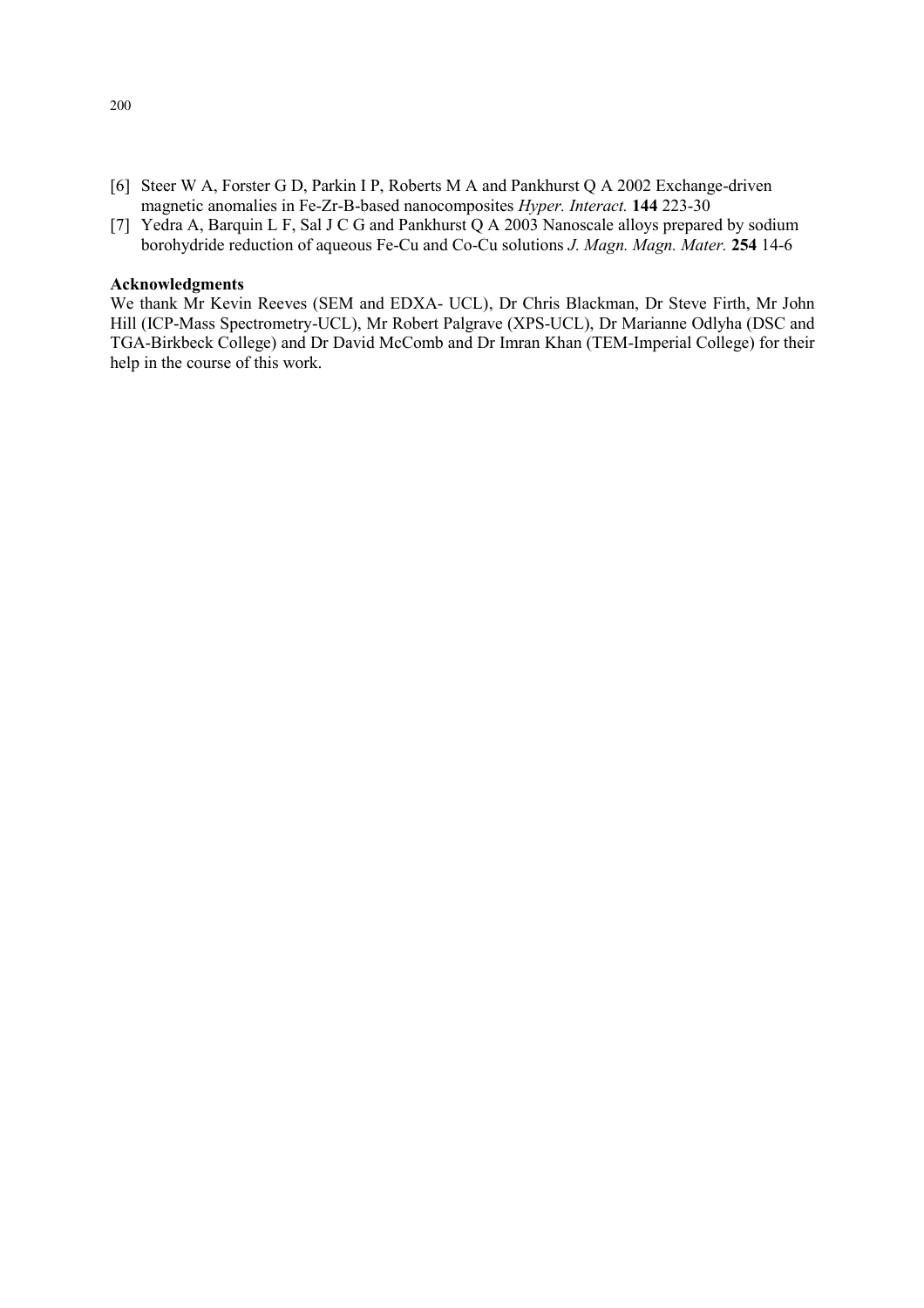[6] Steer W A, Forster G D, Parkin I P, Roberts M A and Pankhurst Q A 2002 Exchange-driven magnetic anomalies in Fe-Zr-B-based nanocomposites *Hyper. Interact.* **144** 223-30

[7] Yedra A, Barquin L F, Sal J C G and Pankhurst Q A 2003 Nanoscale alloys prepared by sodium borohydride reduction of aqueous Fe-Cu and Co-Cu solutions *J. Magn. Magn. Mater.* **254** 14-6

**Acknowledgments**

We thank Mr Kevin Reeves (SEM and EDXA- UCL), Dr Chris Blackman, Dr Steve Firth, Mr John Hill (ICP-Mass Spectrometry-UCL), Mr Robert Palgrave (XPS-UCL), Dr Marianne Odlyha (DSC and TGA-Birkbeck College) and Dr David McComb and Dr Imran Khan (TEM-Imperial College) for their help in the course of this work.